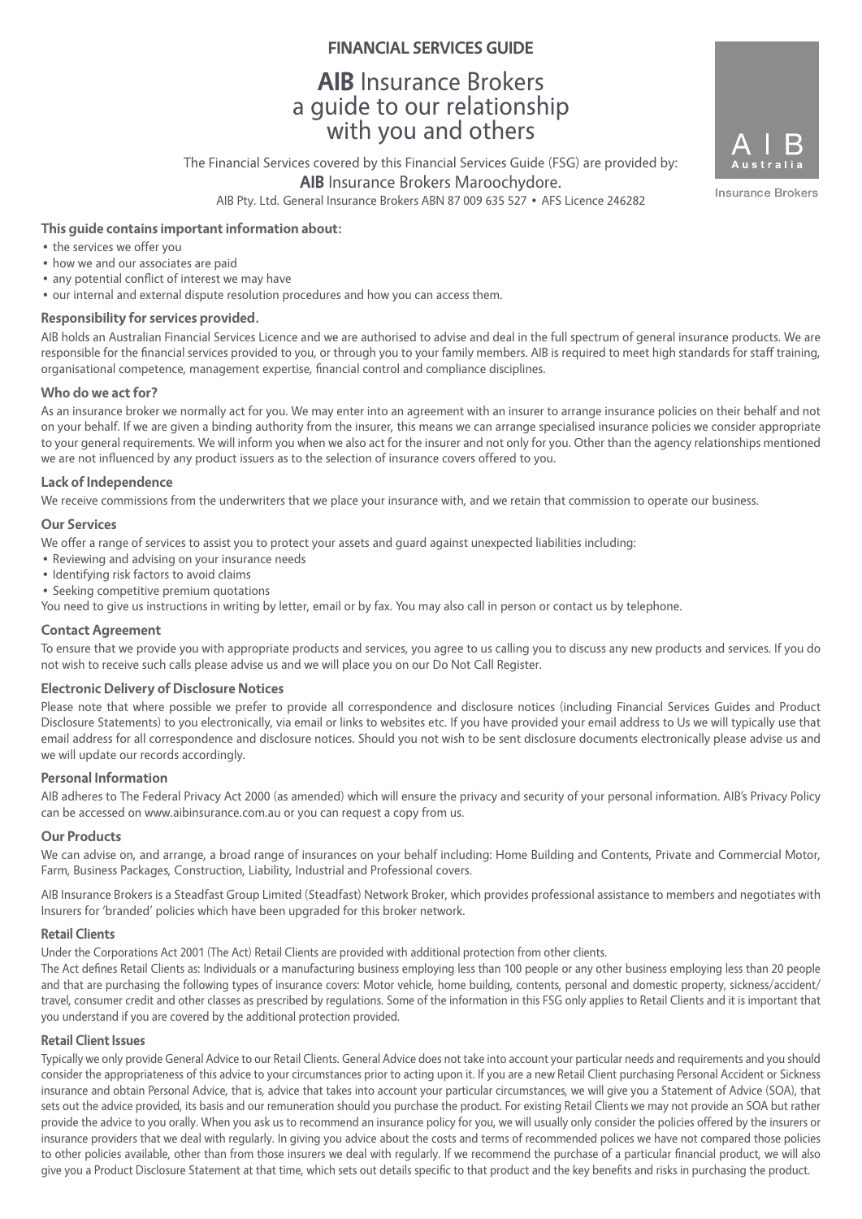**FINANCIAL SERVICES GUIDE**

# **AIB** Insurance Brokers a guide to our relationship with you and others

A I B
Australia
Insurance Brokers

The Financial Services covered by this Financial Services Guide (FSG) are provided by:

**AIB** Insurance Brokers Maroochydore.

AIB Pty. Ltd. General Insurance Brokers ABN 87 009 635 527 • AFS Licence 246282

### This guide contains important information about:

- the services we offer you
- how we and our associates are paid
- any potential conflict of interest we may have
- our internal and external dispute resolution procedures and how you can access them.

### Responsibility for services provided.

AIB holds an Australian Financial Services Licence and we are authorised to advise and deal in the full spectrum of general insurance products. We are responsible for the financial services provided to you, or through you to your family members. AIB is required to meet high standards for staff training, organisational competence, management expertise, financial control and compliance disciplines.

### Who do we act for?

As an insurance broker we normally act for you. We may enter into an agreement with an insurer to arrange insurance policies on their behalf and not on your behalf. If we are given a binding authority from the insurer, this means we can arrange specialised insurance policies we consider appropriate to your general requirements. We will inform you when we also act for the insurer and not only for you. Other than the agency relationships mentioned we are not influenced by any product issuers as to the selection of insurance covers offered to you.

### Lack of Independence

We receive commissions from the underwriters that we place your insurance with, and we retain that commission to operate our business.

### Our Services

We offer a range of services to assist you to protect your assets and guard against unexpected liabilities including:

- Reviewing and advising on your insurance needs
- Identifying risk factors to avoid claims
- Seeking competitive premium quotations

You need to give us instructions in writing by letter, email or by fax. You may also call in person or contact us by telephone.

### Contact Agreement

To ensure that we provide you with appropriate products and services, you agree to us calling you to discuss any new products and services. If you do not wish to receive such calls please advise us and we will place you on our Do Not Call Register.

### Electronic Delivery of Disclosure Notices

Please note that where possible we prefer to provide all correspondence and disclosure notices (including Financial Services Guides and Product Disclosure Statements) to you electronically, via email or links to websites etc. If you have provided your email address to Us we will typically use that email address for all correspondence and disclosure notices. Should you not wish to be sent disclosure documents electronically please advise us and we will update our records accordingly.

### Personal Information

AIB adheres to The Federal Privacy Act 2000 (as amended) which will ensure the privacy and security of your personal information. AIB's Privacy Policy can be accessed on www.aibinsurance.com.au or you can request a copy from us.

### Our Products

We can advise on, and arrange, a broad range of insurances on your behalf including: Home Building and Contents, Private and Commercial Motor, Farm, Business Packages, Construction, Liability, Industrial and Professional covers.

AIB Insurance Brokers is a Steadfast Group Limited (Steadfast) Network Broker, which provides professional assistance to members and negotiates with Insurers for 'branded' policies which have been upgraded for this broker network.

### Retail Clients

Under the Corporations Act 2001 (The Act) Retail Clients are provided with additional protection from other clients.

The Act defines Retail Clients as: Individuals or a manufacturing business employing less than 100 people or any other business employing less than 20 people and that are purchasing the following types of insurance covers: Motor vehicle, home building, contents, personal and domestic property, sickness/accident/travel, consumer credit and other classes as prescribed by regulations. Some of the information in this FSG only applies to Retail Clients and it is important that you understand if you are covered by the additional protection provided.

### Retail Client Issues

Typically we only provide General Advice to our Retail Clients. General Advice does not take into account your particular needs and requirements and you should consider the appropriateness of this advice to your circumstances prior to acting upon it. If you are a new Retail Client purchasing Personal Accident or Sickness insurance and obtain Personal Advice, that is, advice that takes into account your particular circumstances, we will give you a Statement of Advice (SOA), that sets out the advice provided, its basis and our remuneration should you purchase the product. For existing Retail Clients we may not provide an SOA but rather provide the advice to you orally. When you ask us to recommend an insurance policy for you, we will usually only consider the policies offered by the insurers or insurance providers that we deal with regularly. In giving you advice about the costs and terms of recommended polices we have not compared those policies to other policies available, other than from those insurers we deal with regularly. If we recommend the purchase of a particular financial product, we will also give you a Product Disclosure Statement at that time, which sets out details specific to that product and the key benefits and risks in purchasing the product.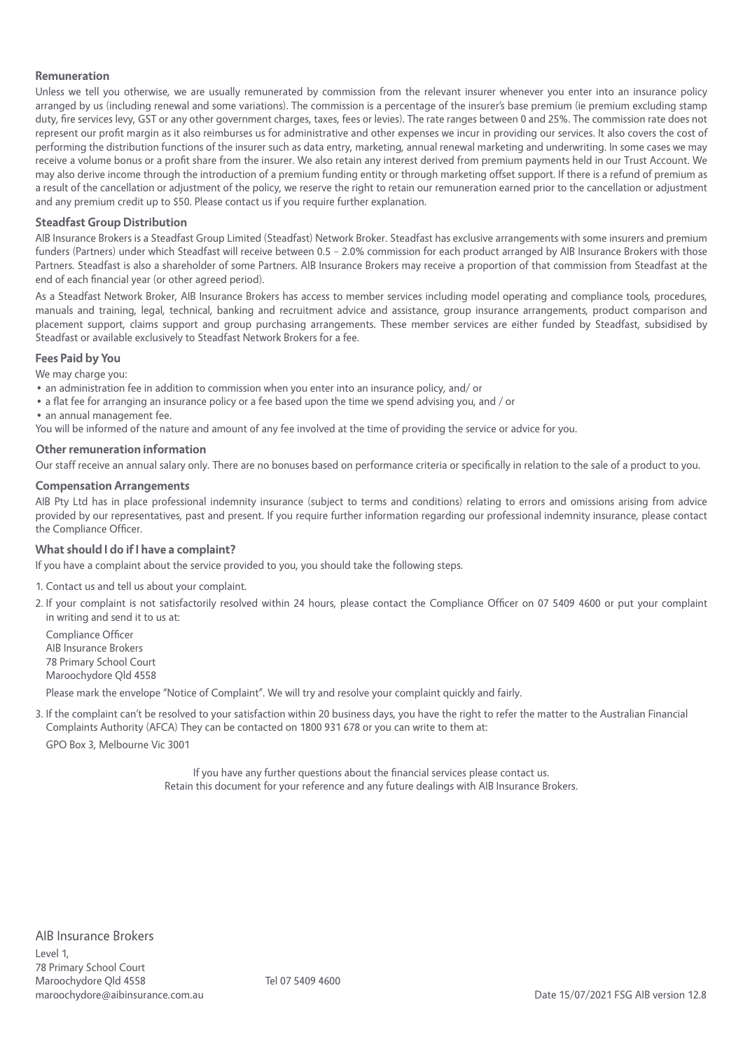### Remuneration

Unless we tell you otherwise, we are usually remunerated by commission from the relevant insurer whenever you enter into an insurance policy arranged by us (including renewal and some variations). The commission is a percentage of the insurer's base premium (ie premium excluding stamp duty, fire services levy, GST or any other government charges, taxes, fees or levies). The rate ranges between 0 and 25%. The commission rate does not represent our profit margin as it also reimburses us for administrative and other expenses we incur in providing our services. It also covers the cost of performing the distribution functions of the insurer such as data entry, marketing, annual renewal marketing and underwriting. In some cases we may receive a volume bonus or a profit share from the insurer. We also retain any interest derived from premium payments held in our Trust Account. We may also derive income through the introduction of a premium funding entity or through marketing offset support. If there is a refund of premium as a result of the cancellation or adjustment of the policy, we reserve the right to retain our remuneration earned prior to the cancellation or adjustment and any premium credit up to $50. Please contact us if you require further explanation.

### Steadfast Group Distribution

AIB Insurance Brokers is a Steadfast Group Limited (Steadfast) Network Broker. Steadfast has exclusive arrangements with some insurers and premium funders (Partners) under which Steadfast will receive between 0.5 – 2.0% commission for each product arranged by AIB Insurance Brokers with those Partners. Steadfast is also a shareholder of some Partners. AIB Insurance Brokers may receive a proportion of that commission from Steadfast at the end of each financial year (or other agreed period).

As a Steadfast Network Broker, AIB Insurance Brokers has access to member services including model operating and compliance tools, procedures, manuals and training, legal, technical, banking and recruitment advice and assistance, group insurance arrangements, product comparison and placement support, claims support and group purchasing arrangements. These member services are either funded by Steadfast, subsidised by Steadfast or available exclusively to Steadfast Network Brokers for a fee.

### Fees Paid by You

We may charge you:

- an administration fee in addition to commission when you enter into an insurance policy, and/ or
- a flat fee for arranging an insurance policy or a fee based upon the time we spend advising you, and / or
- an annual management fee.

You will be informed of the nature and amount of any fee involved at the time of providing the service or advice for you.

### Other remuneration information

Our staff receive an annual salary only. There are no bonuses based on performance criteria or specifically in relation to the sale of a product to you.

### Compensation Arrangements

AIB Pty Ltd has in place professional indemnity insurance (subject to terms and conditions) relating to errors and omissions arising from advice provided by our representatives, past and present. If you require further information regarding our professional indemnity insurance, please contact the Compliance Officer.

### What should I do if I have a complaint?

If you have a complaint about the service provided to you, you should take the following steps.

1. Contact us and tell us about your complaint.
2. If your complaint is not satisfactorily resolved within 24 hours, please contact the Compliance Officer on 07 5409 4600 or put your complaint in writing and send it to us at:

   Compliance Officer
   AIB Insurance Brokers
   78 Primary School Court
   Maroochydore Qld 4558

   Please mark the envelope "Notice of Complaint". We will try and resolve your complaint quickly and fairly.

3. If the complaint can't be resolved to your satisfaction within 20 business days, you have the right to refer the matter to the Australian Financial Complaints Authority (AFCA) They can be contacted on 1800 931 678 or you can write to them at:

   GPO Box 3, Melbourne Vic 3001

If you have any further questions about the financial services please contact us.
Retain this document for your reference and any future dealings with AIB Insurance Brokers.

AIB Insurance Brokers
Level 1,
78 Primary School Court
Maroochydore Qld 4558
maroochydore@aibinsurance.com.au

Tel 07 5409 4600

Date 15/07/2021 FSG AIB version 12.8